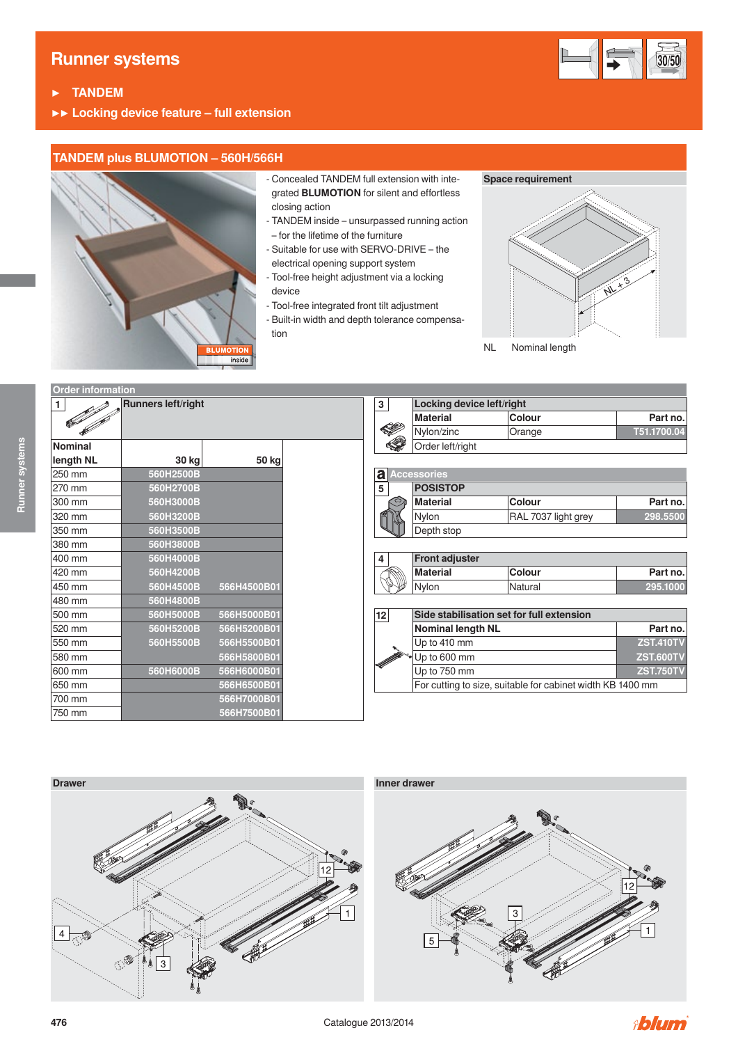# Runner systems

► TANDEM

►► Locking device feature – full extension

## TANDEM plus BLUMOTION – 560H/566H

- Concealed TANDEM full extension with integrated **BLUMOTION** for silent and effortless closing action
- TANDEM inside – unsurpassed running action – for the lifetime of the furniture
- Suitable for use with SERVO-DRIVE – the electrical opening support system
- Tool-free height adjustment via a locking device
- Tool-free integrated front tilt adjustment
- Built-in width and depth tolerance compensation

**Space requirement**

NL + 3

NL Nominal length

### Order information

**1 Runners left/right**

| Nominal length NL | 30 kg | 50 kg |
|---|---|---|
| 250 mm | 560H2500B | |
| 270 mm | 560H2700B | |
| 300 mm | 560H3000B | |
| 320 mm | 560H3200B | |
| 350 mm | 560H3500B | |
| 380 mm | 560H3800B | |
| 400 mm | 560H4000B | |
| 420 mm | 560H4200B | |
| 450 mm | 560H4500B | 566H4500B01 |
| 480 mm | 560H4800B | |
| 500 mm | 560H5000B | 566H5000B01 |
| 520 mm | 560H5200B | 566H5200B01 |
| 550 mm | 560H5500B | 566H5500B01 |
| 580 mm | | 566H5800B01 |
| 600 mm | 560H6000B | 566H6000B01 |
| 650 mm | | 566H6500B01 |
| 700 mm | | 566H7000B01 |
| 750 mm | | 566H7500B01 |

**3 Locking device left/right**

| Material | Colour | Part no. |
|---|---|---|
| Nylon/zinc | Orange | T51.1700.04 |
| Order left/right | | |

**a Accessories**

**5 POSISTOP**

| Material | Colour | Part no. |
|---|---|---|
| Nylon | RAL 7037 light grey | 298.5500 |
| Depth stop | | |

**4 Front adjuster**

| Material | Colour | Part no. |
|---|---|---|
| Nylon | Natural | 295.1000 |

**12 Side stabilisation set for full extension**

| Nominal length NL | Part no. |
|---|---|
| Up to 410 mm | ZST.410TV |
| Up to 600 mm | ZST.600TV |
| Up to 750 mm | ZST.750TV |
| For cutting to size, suitable for cabinet width KB 1400 mm | |

**Drawer**

**Inner drawer**

Catalogue 2013/2014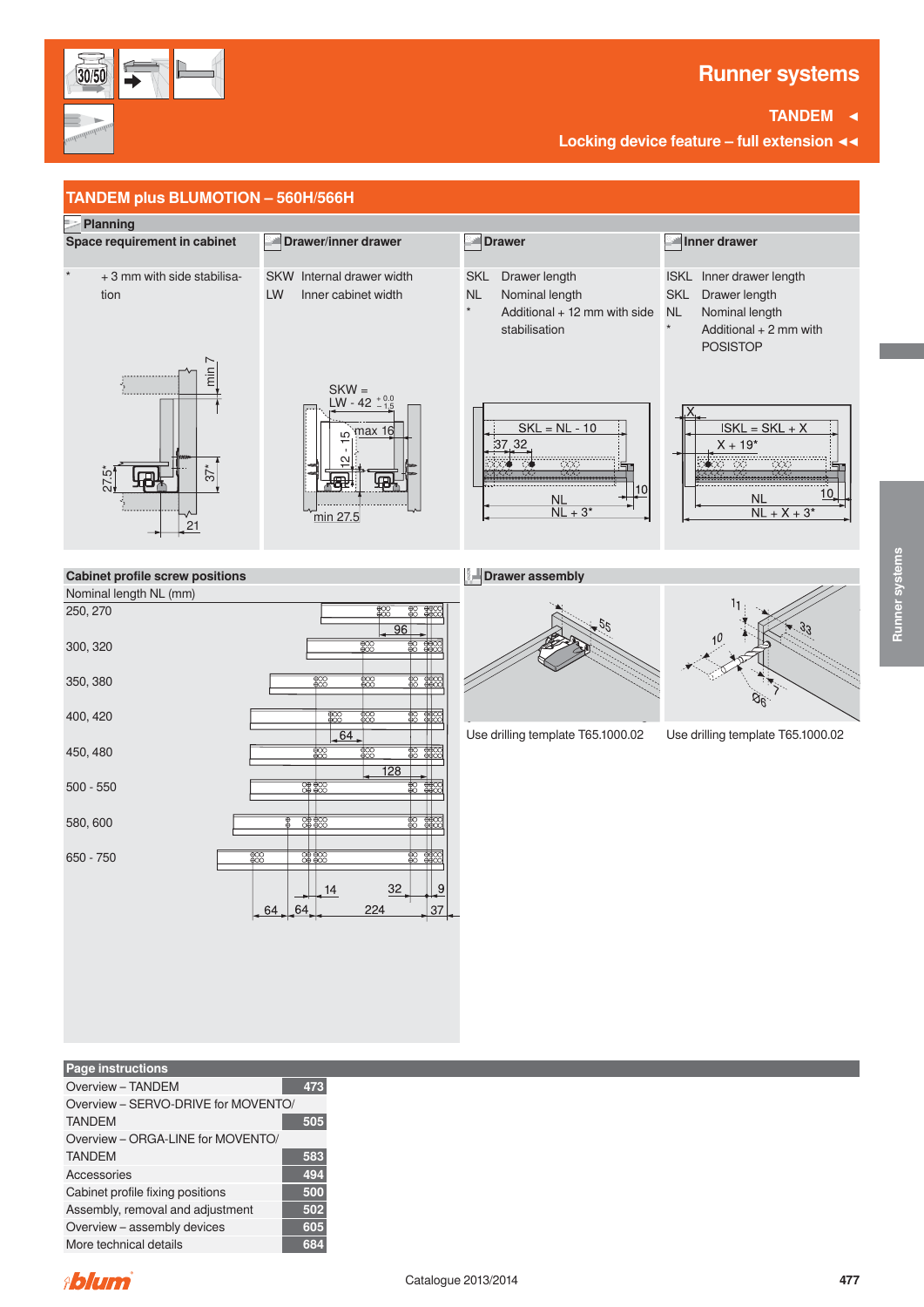# Runner systems

TANDEM ◄

Locking device feature – full extension ◄◄

## TANDEM plus BLUMOTION – 560H/566H

### Planning

**Space requirement in cabinet**

\* + 3 mm with side stabilisation

min 7

27.5*

37*

21

**Drawer/inner drawer**

SKW Internal drawer width
LW Inner cabinet width

SKW = LW - 42 +0.0 −1.5

max 16

12 - 15

min 27.5

**Drawer**

SKL Drawer length
NL Nominal length
\* Additional + 12 mm with side stabilisation

SKL = NL - 10

37 32

10

NL

NL + 3*

**Inner drawer**

ISKL Inner drawer length
SKL Drawer length
NL Nominal length
\* Additional + 2 mm with POSISTOP

X

ISKL = SKL + X

X + 19*

10

NL

NL + X + 3*

### Cabinet profile screw positions

Nominal length NL (mm)

250, 270

300, 320

350, 380

400, 420

450, 480

500 - 550

580, 600

650 - 750

96

64

128

14

32

9

64

64

224

37

### Drawer assembly

55

Use drilling template T65.1000.02

11

10

33

Ø6

7

Use drilling template T65.1000.02

### Page instructions

| | |
|---|---|
| Overview – TANDEM | 473 |
| Overview – SERVO-DRIVE for MOVENTO/ TANDEM | 505 |
| Overview – ORGA-LINE for MOVENTO/ TANDEM | 583 |
| Accessories | 494 |
| Cabinet profile fixing positions | 500 |
| Assembly, removal and adjustment | 502 |
| Overview – assembly devices | 605 |
| More technical details | 684 |

blum

Catalogue 2013/2014